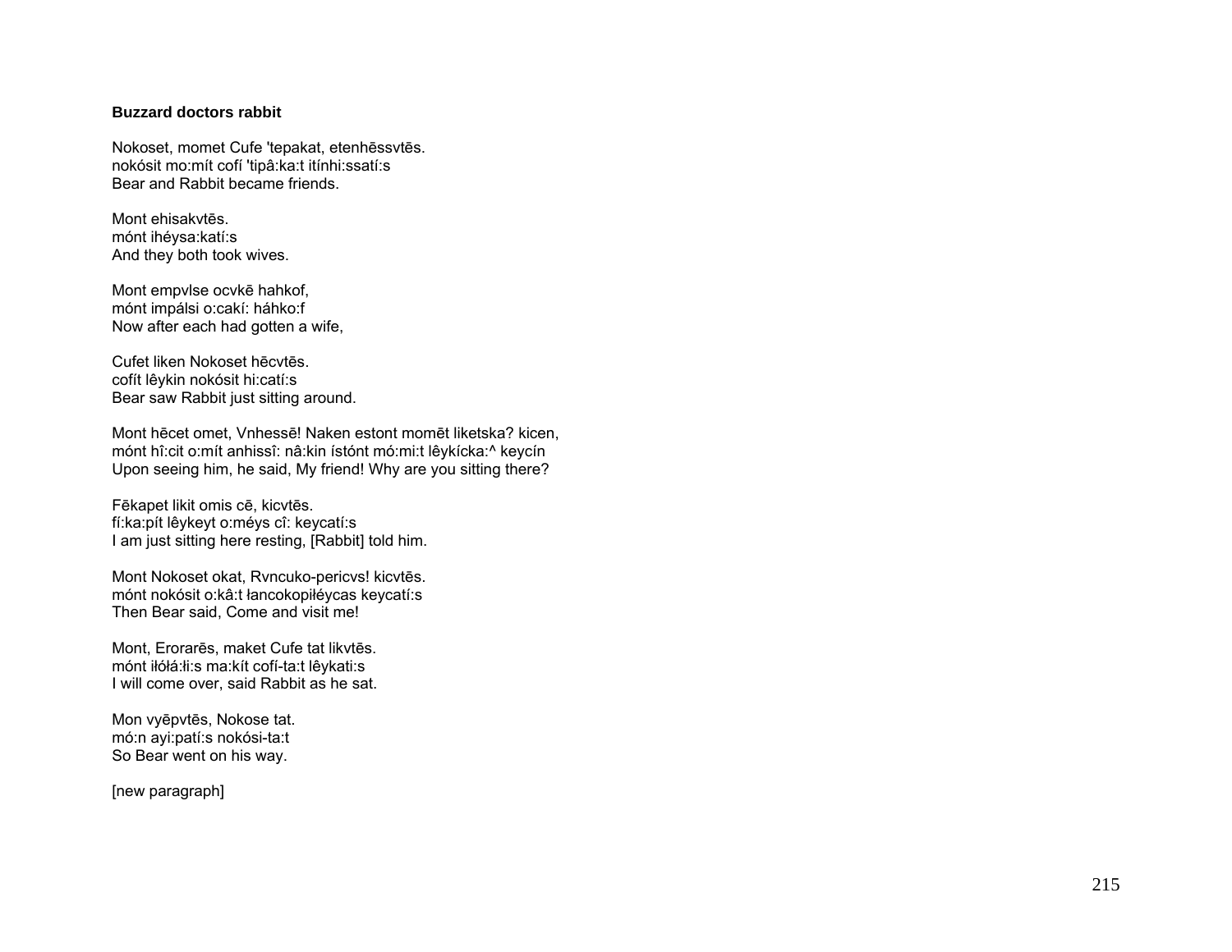**Buzzard doctors rabbit**

Nokoset, momet Cufe 'tepakat, etenhēssvtēs.
nokósit mo:mít cofí 'tipâ:ka:t itínhi:ssatí:s
Bear and Rabbit became friends.

Mont ehisakvtēs.
mónt ihéysa:katí:s
And they both took wives.

Mont empvlse ocvkē hahkof,
mónt impálsi o:cakí: háhko:f
Now after each had gotten a wife,

Cufet liken Nokoset hēcvtēs.
cofít lêykin nokósit hi:catí:s
Bear saw Rabbit just sitting around.

Mont hēcet omet, Vnhessē! Naken estont momēt liketska? kicen,
mónt hî:cit o:mít anhissî: nâ:kin ístónt mó:mi:t lêykícka:^ keycín
Upon seeing him, he said, My friend! Why are you sitting there?

Fēkapet likit omis cē, kicvtēs.
fí:ka:pít lêykeyt o:méys cî: keycatí:s
I am just sitting here resting, [Rabbit] told him.

Mont Nokoset okat, Rvncuko-pericvs! kicvtēs.
mónt nokósit o:kâ:t łancokopiłéycas keycatí:s
Then Bear said, Come and visit me!

Mont, Erorarēs, maket Cufe tat likvtēs.
mónt iłółá:łi:s ma:kít cofí-ta:t lêykati:s
I will come over, said Rabbit as he sat.

Mon vyēpvtēs, Nokose tat.
mó:n ayi:patí:s nokósi-ta:t
So Bear went on his way.

[new paragraph]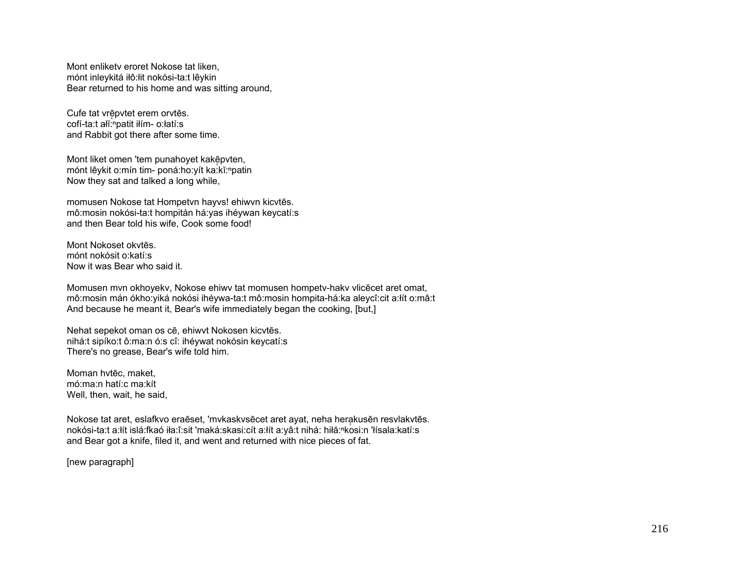Mont enliketv eroret Nokose tat liken,
mónt inleykitá iłô:łit nokósi-ta:t lêykin
Bear returned to his home and was sitting around,

Cufe tat vrē̜pvtet erem orvtēs.
cofí-ta:t ałĭ:ⁿpatit iłím- o:łatí:s
and Rabbit got there after some time.

Mont liket omen 'tem punahoyet kakē̜pvten,
mónt lêykit o:mín tim- poná:ho:yít ka:kĭ:ⁿpatin
Now they sat and talked a long while,

momusen Nokose tat Hompetvn hayvs! ehiwvn kicvtēs.
mô:mosin nokósi-ta:t hompitán há:yas ihéywan keycatí:s
and then Bear told his wife, Cook some food!

Mont Nokoset okvtēs.
mónt nokósit o:katí:s
Now it was Bear who said it.

Momusen mvn okhoyekv, Nokose ehiwv tat momusen hompetv-hakv vlicēcet aret omat,
mô:mosin mán ókho:yiká nokósi ihéywa-ta:t mô:mosin hompita-há:ka aleycî:cit a:łít o:mâ:t
And because he meant it, Bear's wife immediately began the cooking, [but,]

Nehat sepekot oman os cē, ehiwvt Nokosen kicvtēs.
nihá:t sipíko:t ô:ma:n ó:s cî: ihéywat nokósin keycatí:s
There's no grease, Bear's wife told him.

Moman hvtēc, maket,
mó:ma:n hatí:c ma:kít
Well, then, wait, he said,

Nokose tat aret, eslafkvo eraēset, 'mvkaskvsēcet aret ayat, neha herạkusēn resvlakvtēs.
nokósi-ta:t a:łít islá:fkaó iła:î:sit 'maká:skasi:cít a:łít a:yâ:t nihá: hiłă:ⁿkosi:n 'łísala:katí:s
and Bear got a knife, filed it, and went and returned with nice pieces of fat.

[new paragraph]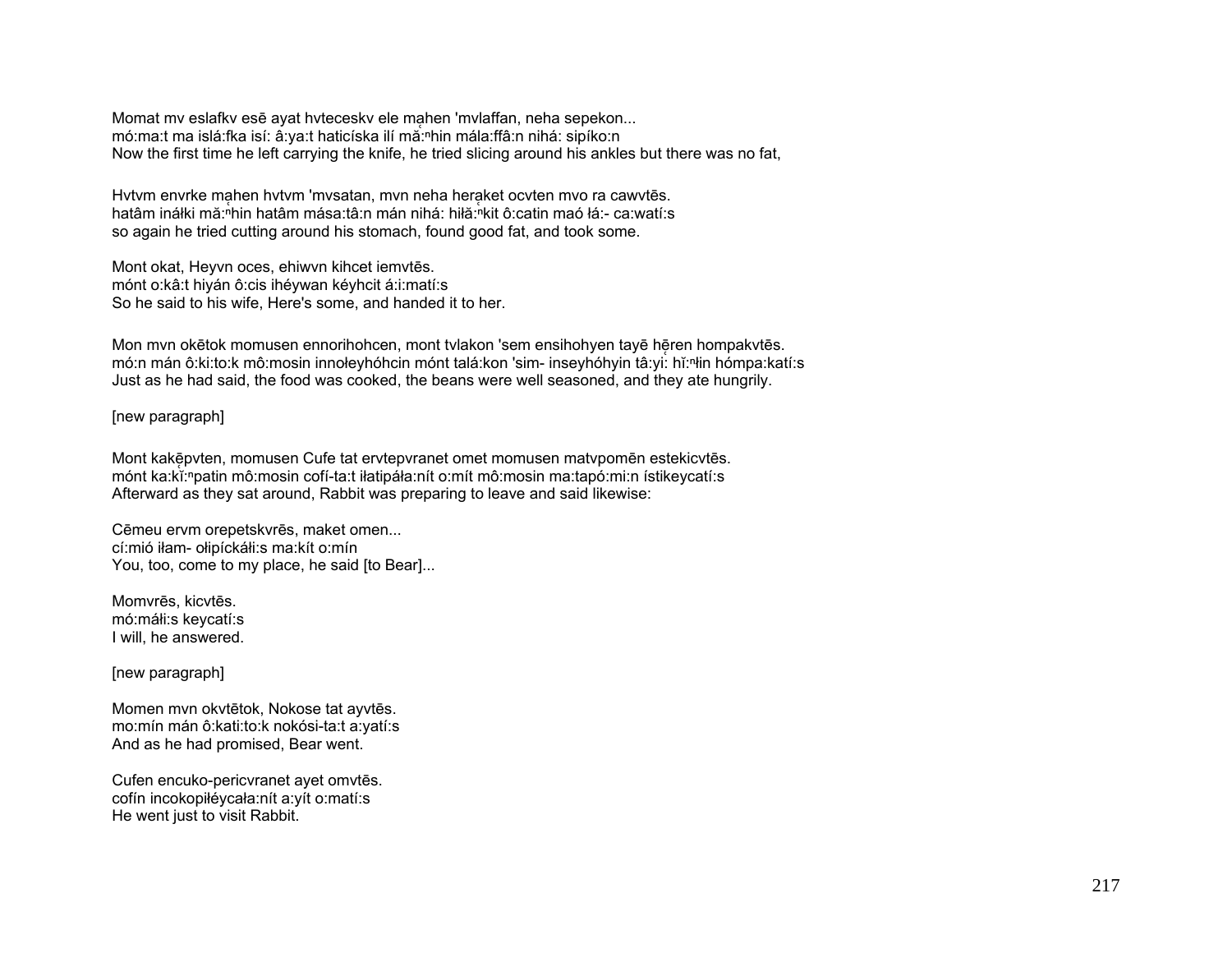Momat mv eslafkv esē ayat hvteceskv ele mahen 'mvlaffan, neha sepekon...
mó:ma:t ma islá:fka isí: â:ya:t haticíska ilí mă̙:ⁿhin mála:ffâ:n nihá: sipíko:n
Now the first time he left carrying the knife, he tried slicing around his ankles but there was no fat,

Hvtvm envrke mahen hvtvm 'mvsatan, mvn neha heraket ocvten mvo ra cawvtēs.
hatâm inákki mă̙:ⁿhin hatâm mása:tâ:n mán nihá: hiłă̙:ⁿkit ô:catin maó łá:- ca:watí:s
so again he tried cutting around his stomach, found good fat, and took some.

Mont okat, Heyvn oces, ehiwvn kihcet iemvtēs.
mónt o:kâ:t hiyán ô:cis ihéywan kéyhcit á:i:matí:s
So he said to his wife, Here's some, and handed it to her.

Mon mvn okētok momusen ennorihohcen, mont tvlakon 'sem ensihohyen tayē hēren hompakvtēs.
mó:n mán ô:ki:to:k mô:mosin innołeyhóhcin mónt talá:kon 'sim- inseyhóhyin tâ:yi̙: hĭ:ⁿłin hómpa:katí:s
Just as he had said, the food was cooked, the beans were well seasoned, and they ate hungrily.

[new paragraph]

Mont kakēpvten, momusen Cufe tat ervtepvranet omet momusen matvpomēn estekicvtēs.
mónt ka:kĭ:ⁿpatin mô:mosin cofí-ta:t iłatipáła:nít o:mít mô:mosin ma:tapó:mi:n ístikeycatí:s
Afterward as they sat around, Rabbit was preparing to leave and said likewise:

Cēmeu ervm orepetskvrēs, maket omen...
cí:mió iłam- ołipíckáłi:s ma:kít o:mín
You, too, come to my place, he said [to Bear]...

Momvrēs, kicvtēs.
mó:máłi:s keycatí:s
I will, he answered.

[new paragraph]

Momen mvn okvtētok, Nokose tat ayvtēs.
mo:mín mán ô:kati:to:k nokósi-ta:t a:yatí:s
And as he had promised, Bear went.

Cufen encuko-pericvranet ayet omvtēs.
cofín incokopiłéycała:nít a:yít o:matí:s
He went just to visit Rabbit.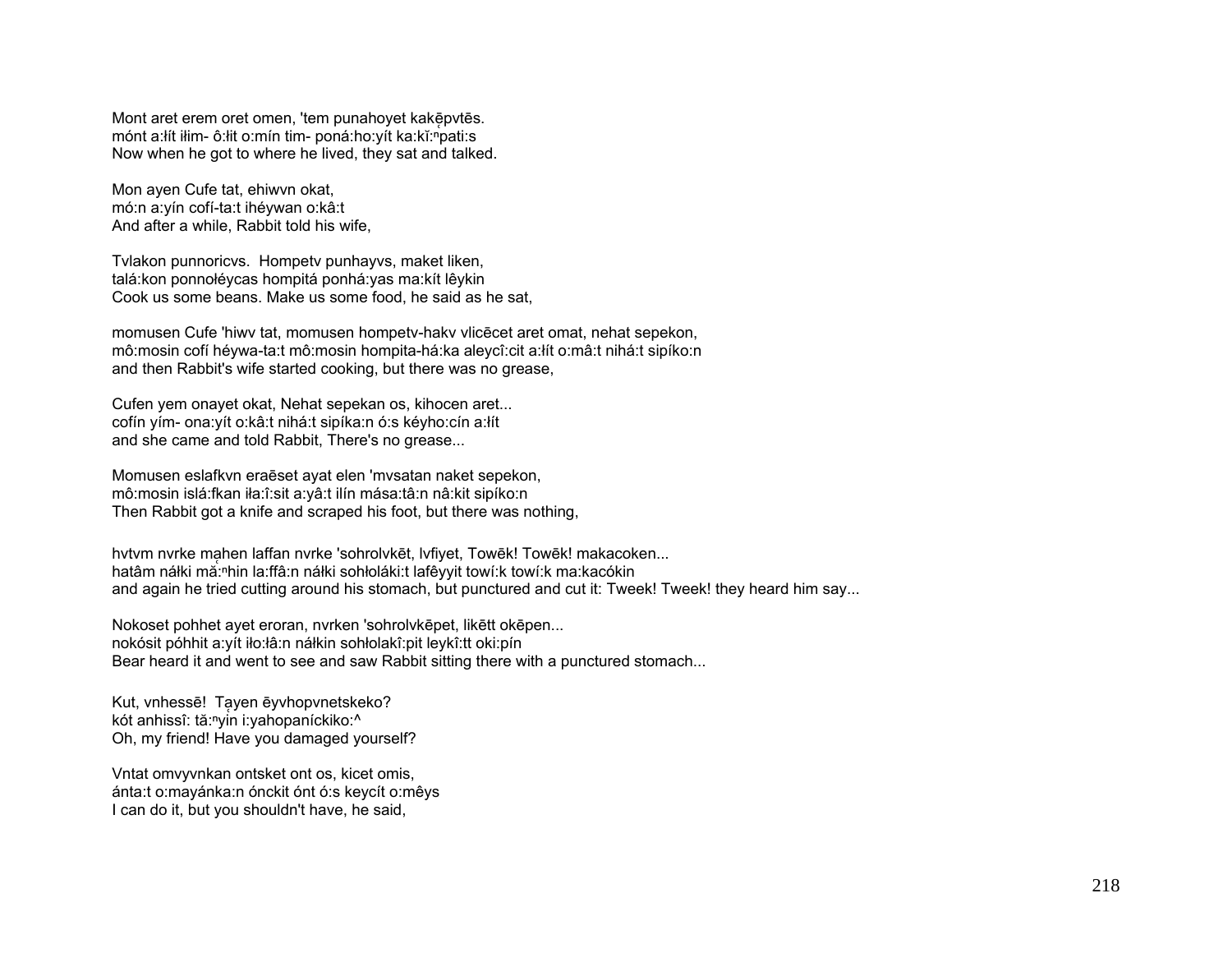Mont aret erem oret omen, 'tem punahoyet kakę̄pvtēs.
mónt a:łít iłim- ô:łit o:mín tim- poná:ho:yít ka:kĭ:ⁿpati:s
Now when he got to where he lived, they sat and talked.

Mon ayen Cufe tat, ehiwvn okat,
mó:n a:yín cofí-ta:t ihéywan o:kâ:t
And after a while, Rabbit told his wife,

Tvlakon punnoricvs. Hompetv punhayvs, maket liken,
talá:kon ponnołéycas hompitá ponhá:yas ma:kít lêykin
Cook us some beans. Make us some food, he said as he sat,

momusen Cufe 'hiwv tat, momusen hompetv-hakv vlicēcet aret omat, nehat sepekon,
mô:mosin cofí héywa-ta:t mô:mosin hompita-há:ka aleycî:cit a:łít o:mâ:t nihá:t sipíko:n
and then Rabbit's wife started cooking, but there was no grease,

Cufen yem onayet okat, Nehat sepekan os, kihocen aret...
cofín yím- ona:yít o:kâ:t nihá:t sipíka:n ó:s kéyho:cín a:łít
and she came and told Rabbit, There's no grease...

Momusen eslafkvn eraēset ayat elen 'mvsatan naket sepekon,
mô:mosin islá:fkan iła:î:sit a:yâ:t ilín mása:tâ:n nâ:kit sipíko:n
Then Rabbit got a knife and scraped his foot, but there was nothing,

hvtvm nvrke mạhen laffan nvrke 'sohrolvkēt, lvfiyet, Towēk! Towēk! makacoken...
hatâm náłki mă:ⁿhin la:ffâ:n náłki sohłoláki:t lafêyyit towí:k towí:k ma:kacókin
and again he tried cutting around his stomach, but punctured and cut it: Tweek! Tweek! they heard him say...

Nokoset pohhet ayet eroran, nvrken 'sohrolvkēpet, likētt okēpen...
nokósit póhhit a:yít iło:łâ:n nálkin sohłolakî:pit leykî:tt oki:pín
Bear heard it and went to see and saw Rabbit sitting there with a punctured stomach...

Kut, vnhessē! Tạyen ēyvhopvnetskeko?
kót anhissî: tă:ⁿyin i:yahopaníckiko:^
Oh, my friend! Have you damaged yourself?

Vntat omvyvnkan ontsket ont os, kicet omis,
ánta:t o:mayánka:n ónckit ónt ó:s keycít o:mêys
I can do it, but you shouldn't have, he said,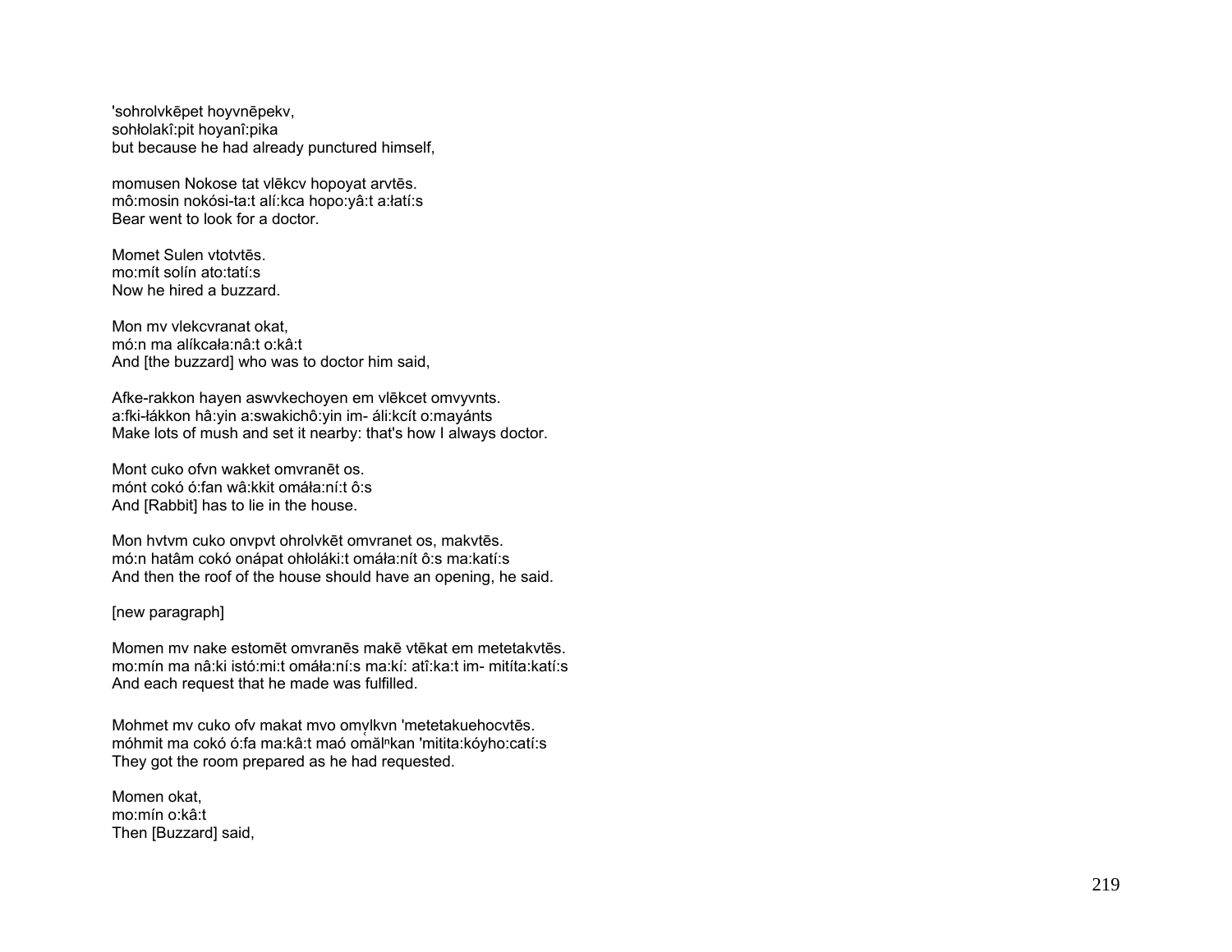'sohrolvkēpet hoyvnēpekv,
sohłolakî:pit hoyanî:pika
but because he had already punctured himself,

momusen Nokose tat vlēkcv hopoyat arvtēs.
mô:mosin nokósi-ta:t alí:kca hopo:yâ:t a:łatí:s
Bear went to look for a doctor.

Momet Sulen vtotvtēs.
mo:mít solín ato:tatí:s
Now he hired a buzzard.

Mon mv vlekcvranat okat,
mó:n ma alíkcała:nâ:t o:kâ:t
And [the buzzard] who was to doctor him said,

Afke-rakkon hayen aswvkechoyen em vlēkcet omvyvnts.
a:fki-łákkon hâ:yin a:swakichô:yin im- áli:kcít o:mayánts
Make lots of mush and set it nearby: that's how I always doctor.

Mont cuko ofvn wakket omvranēt os.
mónt cokó ó:fan wâ:kkit omáła:ní:t ô:s
And [Rabbit] has to lie in the house.

Mon hvtvm cuko onvpvt ohrolvkēt omvranet os, makvtēs.
mó:n hatâm cokó onápat ohłoláki:t omáła:nít ô:s ma:katí:s
And then the roof of the house should have an opening, he said.

[new paragraph]

Momen mv nake estomēt omvranēs makē vtēkat em metetakvtēs.
mo:mín ma nâ:ki istó:mi:t omáła:ní:s ma:kí: atî:ka:t im- mitíta:katí:s
And each request that he made was fulfilled.

Mohmet mv cuko ofv makat mvo omṿlkvn 'metetakuehocvtēs.
móhmit ma cokó ó:fa ma:kâ:t maó omăl$^{n}$kan 'mitita:kóyho:catí:s
They got the room prepared as he had requested.

Momen okat,
mo:mín o:kâ:t
Then [Buzzard] said,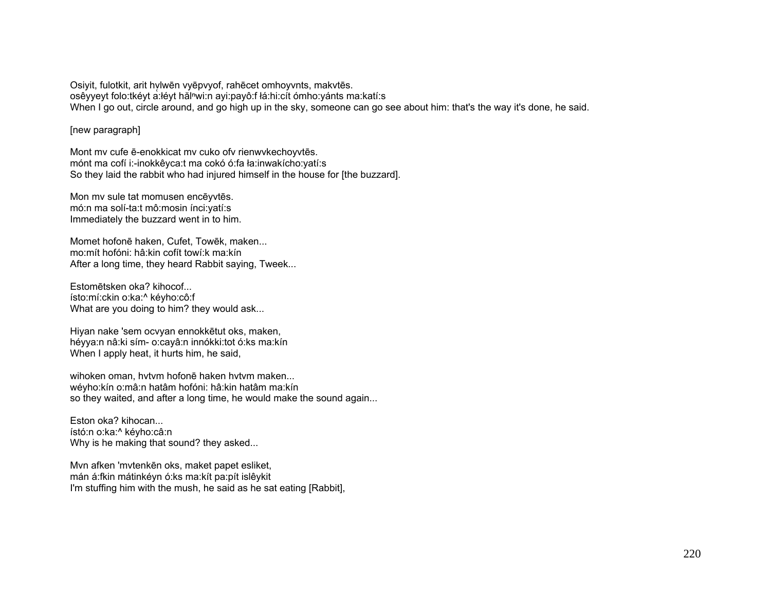Osiyit, fulotkit, arit hu̜lwēn vyēpvyof, rahēcet omhoyvnts, makvtēs.
osêyyeyt folo:tkéyt a̜:łéyt hăl<sup>n</sup>wi:n ayi:payô:f łá:hi:cít ómho:yánts ma:katí:s
When I go out, circle around, and go high up in the sky, someone can go see about him: that's the way it's done, he said.

[new paragraph]

Mont mv cufe ē-enokkicat mv cuko ofv rienwvkechoyvtēs.
mónt ma cofí i:-inokkêyca:t ma cokó ó:fa ła:inwakícho:yatí:s
So they laid the rabbit who had injured himself in the house for [the buzzard].

Mon mv sule tat momusen encēyvtēs.
mó:n ma solí-ta:t mô:mosin ínci:yatí:s
Immediately the buzzard went in to him.

Momet hofonē haken, Cufet, Towēk, maken...
mo:mít hofóni: hâ:kin cofít towí:k ma:kín
After a long time, they heard Rabbit saying, Tweek...

Estomētsken oka? kihocof...
ísto:mí:ckin o:ka:^ kéyho:cô:f
What are you doing to him? they would ask...

Hiyan nake 'sem ocvyan ennokkētut oks, maken,
héyya:n nâ:ki sím- o:cayâ:n innókki:tot ó:ks ma:kín
When I apply heat, it hurts him, he said,

wihoken oman, hvtvm hofonē haken hvtvm maken...
wéyho:kín o:mâ:n hatâm hofóni: hâ:kin hatâm ma:kín
so they waited, and after a long time, he would make the sound again...

Eston oka? kihocan...
ístó:n o:ka:^ kéyho:câ:n
Why is he making that sound? they asked...

Mvn afken 'mvtenkēn oks, maket papet esliket,
mán á:fkin mátinkéyn ó:ks ma:kít pa:pít islêykit
I'm stuffing him with the mush, he said as he sat eating [Rabbit],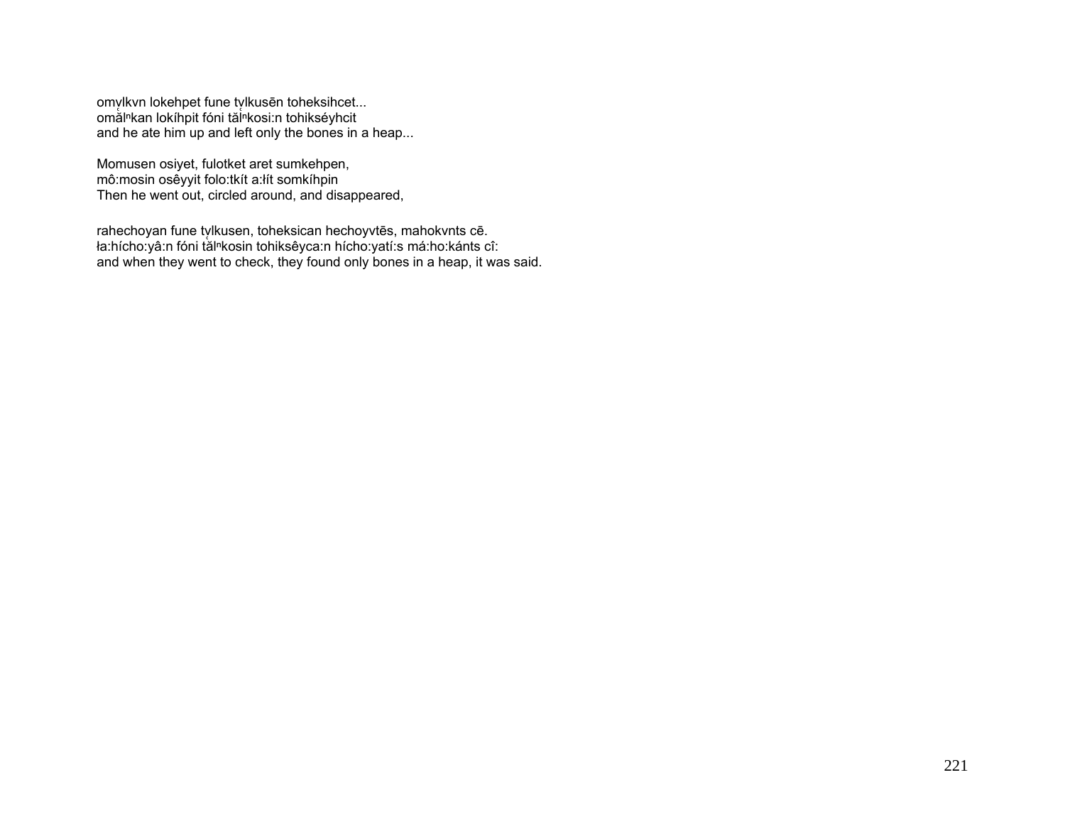omvlkvn lokehpet fune tvlkusēn toheksihcet...
omăl̥ⁿkan lokíhpit fóni tăl̥ⁿkosi:n tohikséyhcit
and he ate him up and left only the bones in a heap...

Momusen osiyet, fulotket aret sumkehpen,
mô:mosin osêyyit folo:tkít a:łít somkíhpin
Then he went out, circled around, and disappeared,

rahechoyan fune tvlkusen, toheksican hechoyvtēs, mahokvnts cē.
ła:hícho:yâ:n fóni tăl̥ⁿkosin tohiksêyca:n hícho:yatí:s má:ho:kánts cî:
and when they went to check, they found only bones in a heap, it was said.